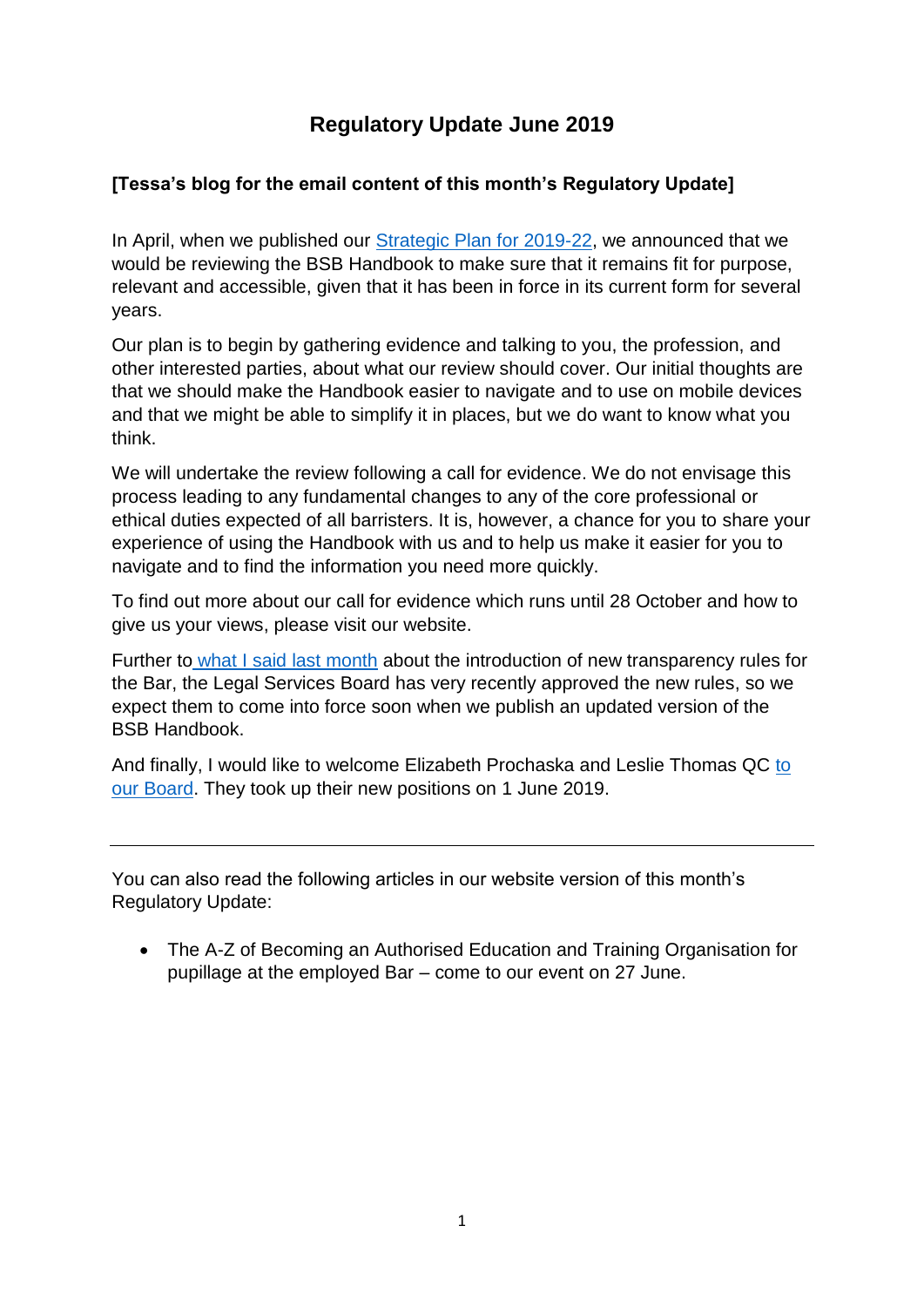# Regulatory Update June 2019

**[Tessa's blog for the email content of this month's Regulatory Update]**

In April, when we published our Strategic Plan for 2019-22, we announced that we would be reviewing the BSB Handbook to make sure that it remains fit for purpose, relevant and accessible, given that it has been in force in its current form for several years.

Our plan is to begin by gathering evidence and talking to you, the profession, and other interested parties, about what our review should cover. Our initial thoughts are that we should make the Handbook easier to navigate and to use on mobile devices and that we might be able to simplify it in places, but we do want to know what you think.

We will undertake the review following a call for evidence. We do not envisage this process leading to any fundamental changes to any of the core professional or ethical duties expected of all barristers. It is, however, a chance for you to share your experience of using the Handbook with us and to help us make it easier for you to navigate and to find the information you need more quickly.

To find out more about our call for evidence which runs until 28 October and how to give us your views, please visit our website.

Further to what I said last month about the introduction of new transparency rules for the Bar, the Legal Services Board has very recently approved the new rules, so we expect them to come into force soon when we publish an updated version of the BSB Handbook.

And finally, I would like to welcome Elizabeth Prochaska and Leslie Thomas QC to our Board. They took up their new positions on 1 June 2019.

---

You can also read the following articles in our website version of this month's Regulatory Update:

- The A-Z of Becoming an Authorised Education and Training Organisation for pupillage at the employed Bar – come to our event on 27 June.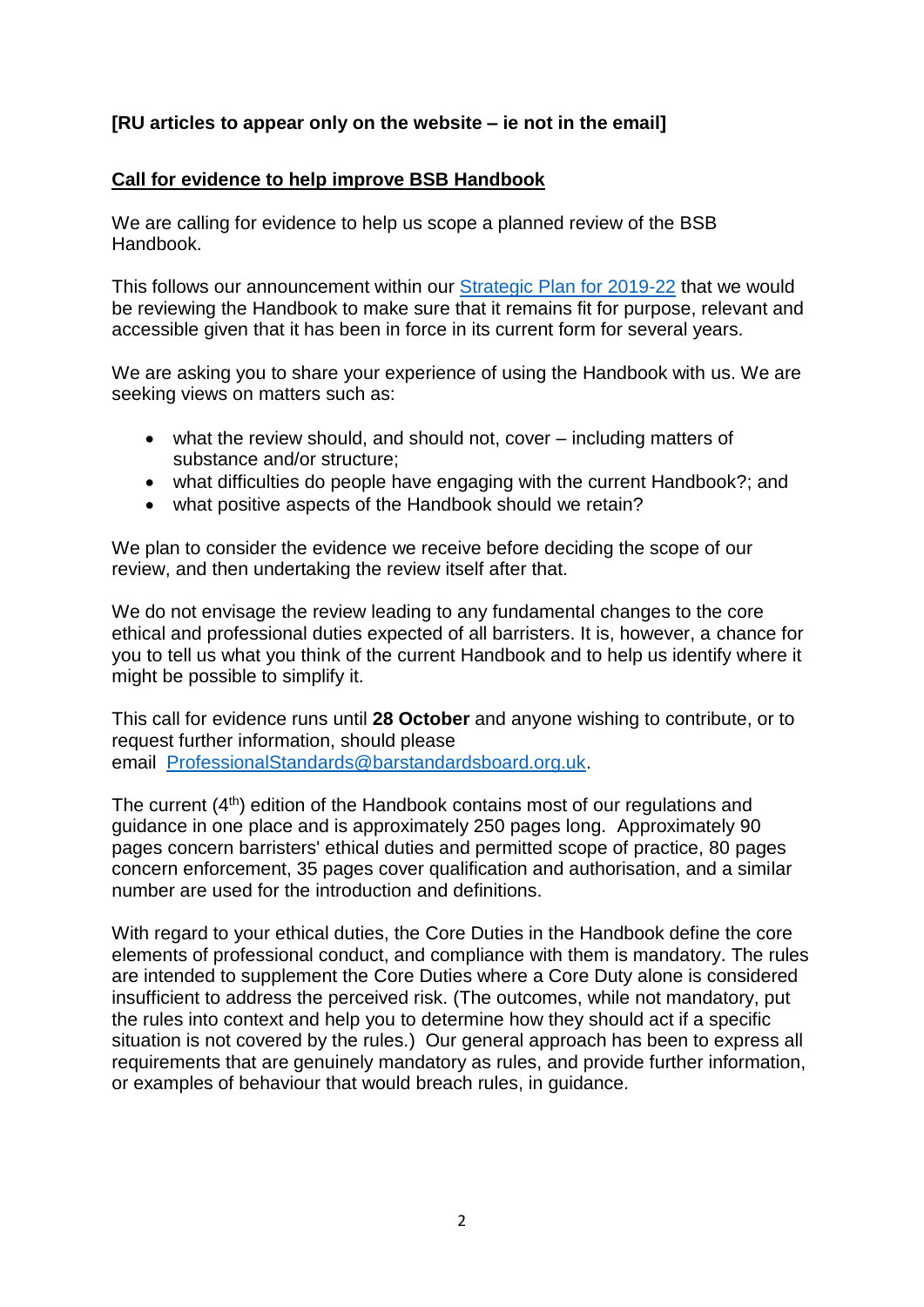**[RU articles to appear only on the website – ie not in the email]**

**Call for evidence to help improve BSB Handbook**

We are calling for evidence to help us scope a planned review of the BSB Handbook.

This follows our announcement within our [Strategic Plan for 2019-22](Strategic Plan for 2019-22) that we would be reviewing the Handbook to make sure that it remains fit for purpose, relevant and accessible given that it has been in force in its current form for several years.

We are asking you to share your experience of using the Handbook with us. We are seeking views on matters such as:

- what the review should, and should not, cover – including matters of substance and/or structure;
- what difficulties do people have engaging with the current Handbook?; and
- what positive aspects of the Handbook should we retain?

We plan to consider the evidence we receive before deciding the scope of our review, and then undertaking the review itself after that.

We do not envisage the review leading to any fundamental changes to the core ethical and professional duties expected of all barristers. It is, however, a chance for you to tell us what you think of the current Handbook and to help us identify where it might be possible to simplify it.

This call for evidence runs until **28 October** and anyone wishing to contribute, or to request further information, should please email ProfessionalStandards@barstandardsboard.org.uk.

The current (4th) edition of the Handbook contains most of our regulations and guidance in one place and is approximately 250 pages long. Approximately 90 pages concern barristers' ethical duties and permitted scope of practice, 80 pages concern enforcement, 35 pages cover qualification and authorisation, and a similar number are used for the introduction and definitions.

With regard to your ethical duties, the Core Duties in the Handbook define the core elements of professional conduct, and compliance with them is mandatory. The rules are intended to supplement the Core Duties where a Core Duty alone is considered insufficient to address the perceived risk. (The outcomes, while not mandatory, put the rules into context and help you to determine how they should act if a specific situation is not covered by the rules.) Our general approach has been to express all requirements that are genuinely mandatory as rules, and provide further information, or examples of behaviour that would breach rules, in guidance.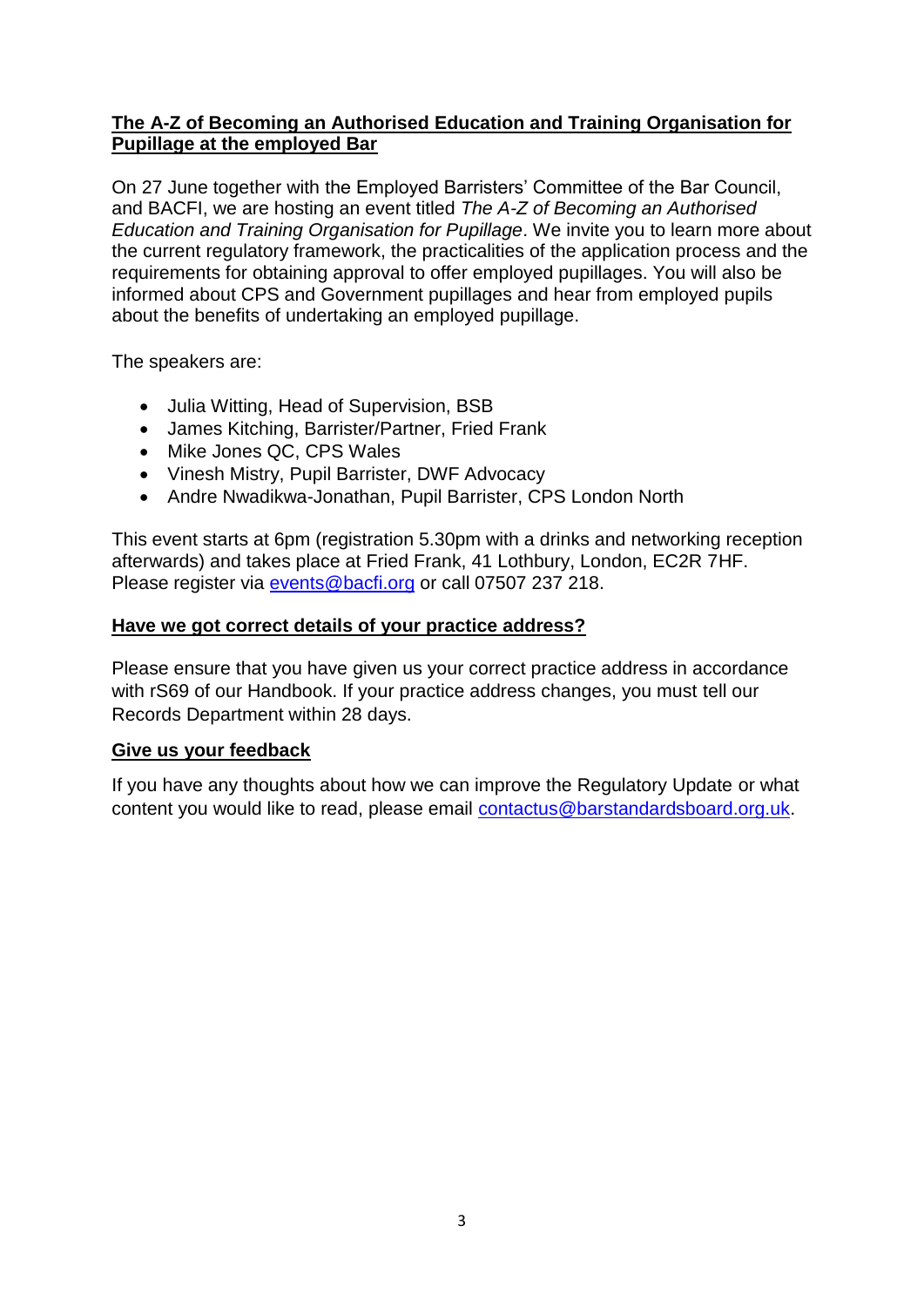## **The A-Z of Becoming an Authorised Education and Training Organisation for Pupillage at the employed Bar**

On 27 June together with the Employed Barristers' Committee of the Bar Council, and BACFI, we are hosting an event titled *The A-Z of Becoming an Authorised Education and Training Organisation for Pupillage*. We invite you to learn more about the current regulatory framework, the practicalities of the application process and the requirements for obtaining approval to offer employed pupillages. You will also be informed about CPS and Government pupillages and hear from employed pupils about the benefits of undertaking an employed pupillage.

The speakers are:

- Julia Witting, Head of Supervision, BSB
- James Kitching, Barrister/Partner, Fried Frank
- Mike Jones QC, CPS Wales
- Vinesh Mistry, Pupil Barrister, DWF Advocacy
- Andre Nwadikwa-Jonathan, Pupil Barrister, CPS London North

This event starts at 6pm (registration 5.30pm with a drinks and networking reception afterwards) and takes place at Fried Frank, 41 Lothbury, London, EC2R 7HF. Please register via events@bacfi.org or call 07507 237 218.

## **Have we got correct details of your practice address?**

Please ensure that you have given us your correct practice address in accordance with rS69 of our Handbook. If your practice address changes, you must tell our Records Department within 28 days.

## **Give us your feedback**

If you have any thoughts about how we can improve the Regulatory Update or what content you would like to read, please email contactus@barstandardsboard.org.uk.